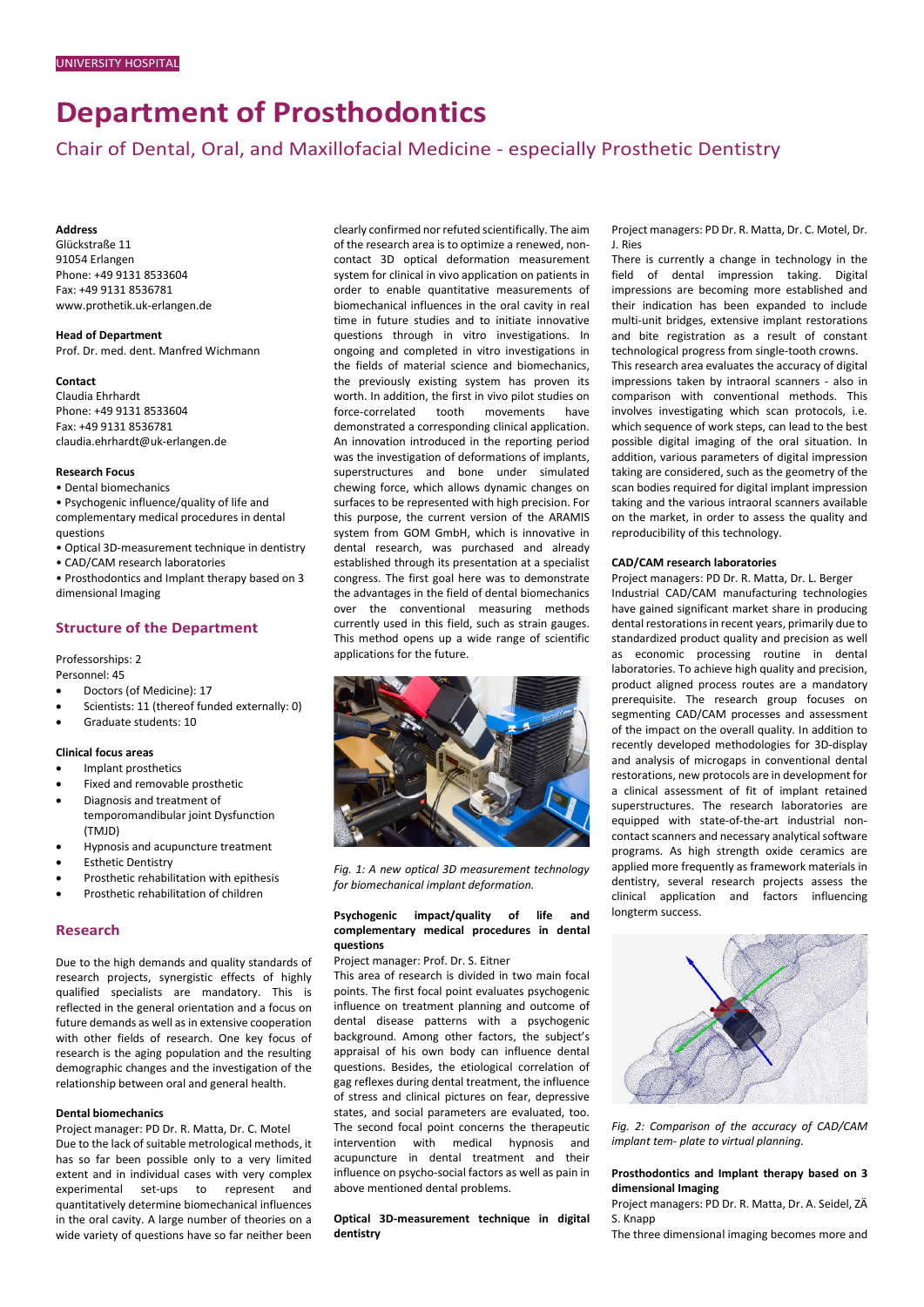UNIVERSITY HOSPITAL

# Department of Prosthodontics

## Chair of Dental, Oral, and Maxillofacial Medicine - especially Prosthetic Dentistry

**Address**
Glückstraße 11
91054 Erlangen
Phone: +49 9131 8533604
Fax: +49 9131 8536781
www.prothetik.uk-erlangen.de

**Head of Department**
Prof. Dr. med. dent. Manfred Wichmann

**Contact**
Claudia Ehrhardt
Phone: +49 9131 8533604
Fax: +49 9131 8536781
claudia.ehrhardt@uk-erlangen.de

**Research Focus**

- Dental biomechanics
- Psychogenic influence/quality of life and complementary medical procedures in dental questions
- Optical 3D-measurement technique in dentistry
- CAD/CAM research laboratories
- Prosthodontics and Implant therapy based on 3 dimensional Imaging

## Structure of the Department

Professorships: 2
Personnel: 45

- Doctors (of Medicine): 17
- Scientists: 11 (thereof funded externally: 0)
- Graduate students: 10

**Clinical focus areas**

- Implant prosthetics
- Fixed and removable prosthetic
- Diagnosis and treatment of temporomandibular joint Dysfunction (TMJD)
- Hypnosis and acupuncture treatment
- Esthetic Dentistry
- Prosthetic rehabilitation with epithesis
- Prosthetic rehabilitation of children

## Research

Due to the high demands and quality standards of research projects, synergistic effects of highly qualified specialists are mandatory. This is reflected in the general orientation and a focus on future demands as well as in extensive cooperation with other fields of research. One key focus of research is the aging population and the resulting demographic changes and the investigation of the relationship between oral and general health.

### Dental biomechanics

Project manager: PD Dr. R. Matta, Dr. C. Motel
Due to the lack of suitable metrological methods, it has so far been possible only to a very limited extent and in individual cases with very complex experimental set-ups to represent and quantitatively determine biomechanical influences in the oral cavity. A large number of theories on a wide variety of questions have so far neither been clearly confirmed nor refuted scientifically. The aim of the research area is to optimize a renewed, non-contact 3D optical deformation measurement system for clinical in vivo application on patients in order to enable quantitative measurements of biomechanical influences in the oral cavity in real time in future studies and to initiate innovative questions through in vitro investigations. In ongoing and completed in vitro investigations in the fields of material science and biomechanics, the previously existing system has proven its worth. In addition, the first in vivo pilot studies on force-correlated tooth movements have demonstrated a corresponding clinical application. An innovation introduced in the reporting period was the investigation of deformations of implants, superstructures and bone under simulated chewing force, which allows dynamic changes on surfaces to be represented with high precision. For this purpose, the current version of the ARAMIS system from GOM GmbH, which is innovative in dental research, was purchased and already established through its presentation at a specialist congress. The first goal here was to demonstrate the advantages in the field of dental biomechanics over the conventional measuring methods currently used in this field, such as strain gauges. This method opens up a wide range of scientific applications for the future.

*Fig. 1: A new optical 3D measurement technology for biomechanical implant deformation.*

### Psychogenic impact/quality of life and complementary medical procedures in dental questions

Project manager: Prof. Dr. S. Eitner
This area of research is divided in two main focal points. The first focal point evaluates psychogenic influence on treatment planning and outcome of dental disease patterns with a psychogenic background. Among other factors, the subject's appraisal of his own body can influence dental questions. Besides, the etiological correlation of gag reflexes during dental treatment, the influence of stress and clinical pictures on fear, depressive states, and social parameters are evaluated, too. The second focal point concerns the therapeutic intervention with medical hypnosis and acupuncture in dental treatment and their influence on psycho-social factors as well as pain in above mentioned dental problems.

### Optical 3D-measurement technique in digital dentistry

Project managers: PD Dr. R. Matta, Dr. C. Motel, Dr. J. Ries
There is currently a change in technology in the field of dental impression taking. Digital impressions are becoming more established and their indication has been expanded to include multi-unit bridges, extensive implant restorations and bite registration as a result of constant technological progress from single-tooth crowns. This research area evaluates the accuracy of digital impressions taken by intraoral scanners - also in comparison with conventional methods. This involves investigating which scan protocols, i.e. which sequence of work steps, can lead to the best possible digital imaging of the oral situation. In addition, various parameters of digital impression taking are considered, such as the geometry of the scan bodies required for digital implant impression taking and the various intraoral scanners available on the market, in order to assess the quality and reproducibility of this technology.

### CAD/CAM research laboratories

Project managers: PD Dr. R. Matta, Dr. L. Berger
Industrial CAD/CAM manufacturing technologies have gained significant market share in producing dental restorations in recent years, primarily due to standardized product quality and precision as well as economic processing routine in dental laboratories. To achieve high quality and precision, product aligned process routes are a mandatory prerequisite. The research group focuses on segmenting CAD/CAM processes and assessment of the impact on the overall quality. In addition to recently developed methodologies for 3D-display and analysis of microgaps in conventional dental restorations, new protocols are in development for a clinical assessment of fit of implant retained superstructures. The research laboratories are equipped with state-of-the-art industrial non-contact scanners and necessary analytical software programs. As high strength oxide ceramics are applied more frequently as framework materials in dentistry, several research projects assess the clinical application and factors influencing longterm success.

*Fig. 2: Comparison of the accuracy of CAD/CAM implant tem- plate to virtual planning.*

### Prosthodontics and Implant therapy based on 3 dimensional Imaging

Project managers: PD Dr. R. Matta, Dr. A. Seidel, ZÄ S. Knapp
The three dimensional imaging becomes more and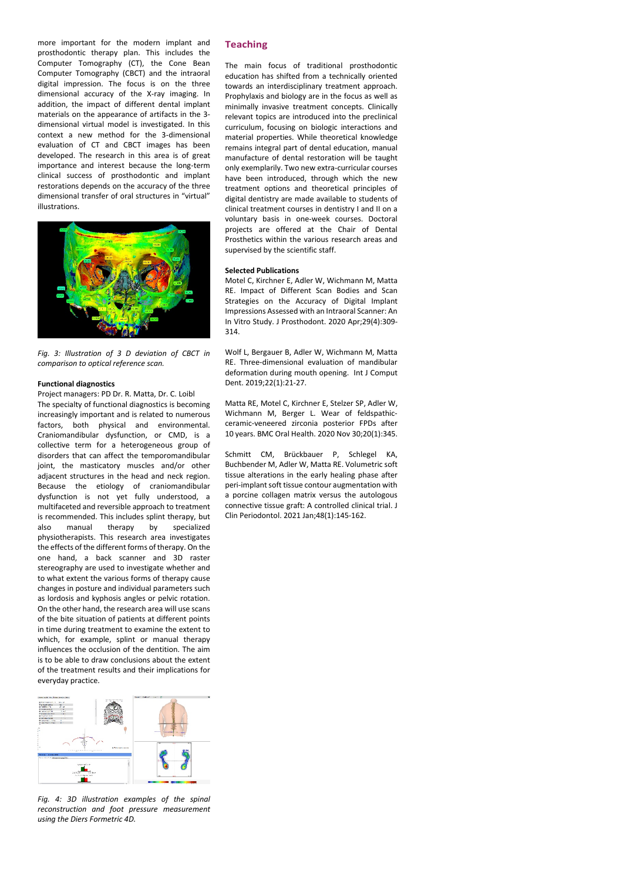more important for the modern implant and prosthodontic therapy plan. This includes the Computer Tomography (CT), the Cone Bean Computer Tomography (CBCT) and the intraoral digital impression. The focus is on the three dimensional accuracy of the X-ray imaging. In addition, the impact of different dental implant materials on the appearance of artifacts in the 3-dimensional virtual model is investigated. In this context a new method for the 3-dimensional evaluation of CT and CBCT images has been developed. The research in this area is of great importance and interest because the long-term clinical success of prosthodontic and implant restorations depends on the accuracy of the three dimensional transfer of oral structures in "virtual" illustrations.

*Fig. 3: Illustration of 3 D deviation of CBCT in comparison to optical reference scan.*

**Functional diagnostics**

Project managers: PD Dr. R. Matta, Dr. C. Loibl

The specialty of functional diagnostics is becoming increasingly important and is related to numerous factors, both physical and environmental. Craniomandibular dysfunction, or CMD, is a collective term for a heterogeneous group of disorders that can affect the temporomandibular joint, the masticatory muscles and/or other adjacent structures in the head and neck region. Because the etiology of craniomandibular dysfunction is not yet fully understood, a multifaceted and reversible approach to treatment is recommended. This includes splint therapy, but also manual therapy by specialized physiotherapists. This research area investigates the effects of the different forms of therapy. On the one hand, a back scanner and 3D raster stereography are used to investigate whether and to what extent the various forms of therapy cause changes in posture and individual parameters such as lordosis and kyphosis angles or pelvic rotation. On the other hand, the research area will use scans of the bite situation of patients at different points in time during treatment to examine the extent to which, for example, splint or manual therapy influences the occlusion of the dentition. The aim is to be able to draw conclusions about the extent of the treatment results and their implications for everyday practice.

*Fig. 4: 3D illustration examples of the spinal reconstruction and foot pressure measurement using the Diers Formetric 4D.*

## Teaching

The main focus of traditional prosthodontic education has shifted from a technically oriented towards an interdisciplinary treatment approach. Prophylaxis and biology are in the focus as well as minimally invasive treatment concepts. Clinically relevant topics are introduced into the preclinical curriculum, focusing on biologic interactions and material properties. While theoretical knowledge remains integral part of dental education, manual manufacture of dental restoration will be taught only exemplarily. Two new extra-curricular courses have been introduced, through which the new treatment options and theoretical principles of digital dentistry are made available to students of clinical treatment courses in dentistry I and II on a voluntary basis in one-week courses. Doctoral projects are offered at the Chair of Dental Prosthetics within the various research areas and supervised by the scientific staff.

**Selected Publications**

Motel C, Kirchner E, Adler W, Wichmann M, Matta RE. Impact of Different Scan Bodies and Scan Strategies on the Accuracy of Digital Implant Impressions Assessed with an Intraoral Scanner: An In Vitro Study. J Prosthodont. 2020 Apr;29(4):309-314.

Wolf L, Bergauer B, Adler W, Wichmann M, Matta RE. Three-dimensional evaluation of mandibular deformation during mouth opening. Int J Comput Dent. 2019;22(1):21-27.

Matta RE, Motel C, Kirchner E, Stelzer SP, Adler W, Wichmann M, Berger L. Wear of feldspathic-ceramic-veneered zirconia posterior FPDs after 10 years. BMC Oral Health. 2020 Nov 30;20(1):345.

Schmitt CM, Brückbauer P, Schlegel KA, Buchbender M, Adler W, Matta RE. Volumetric soft tissue alterations in the early healing phase after peri-implant soft tissue contour augmentation with a porcine collagen matrix versus the autologous connective tissue graft: A controlled clinical trial. J Clin Periodontol. 2021 Jan;48(1):145-162.